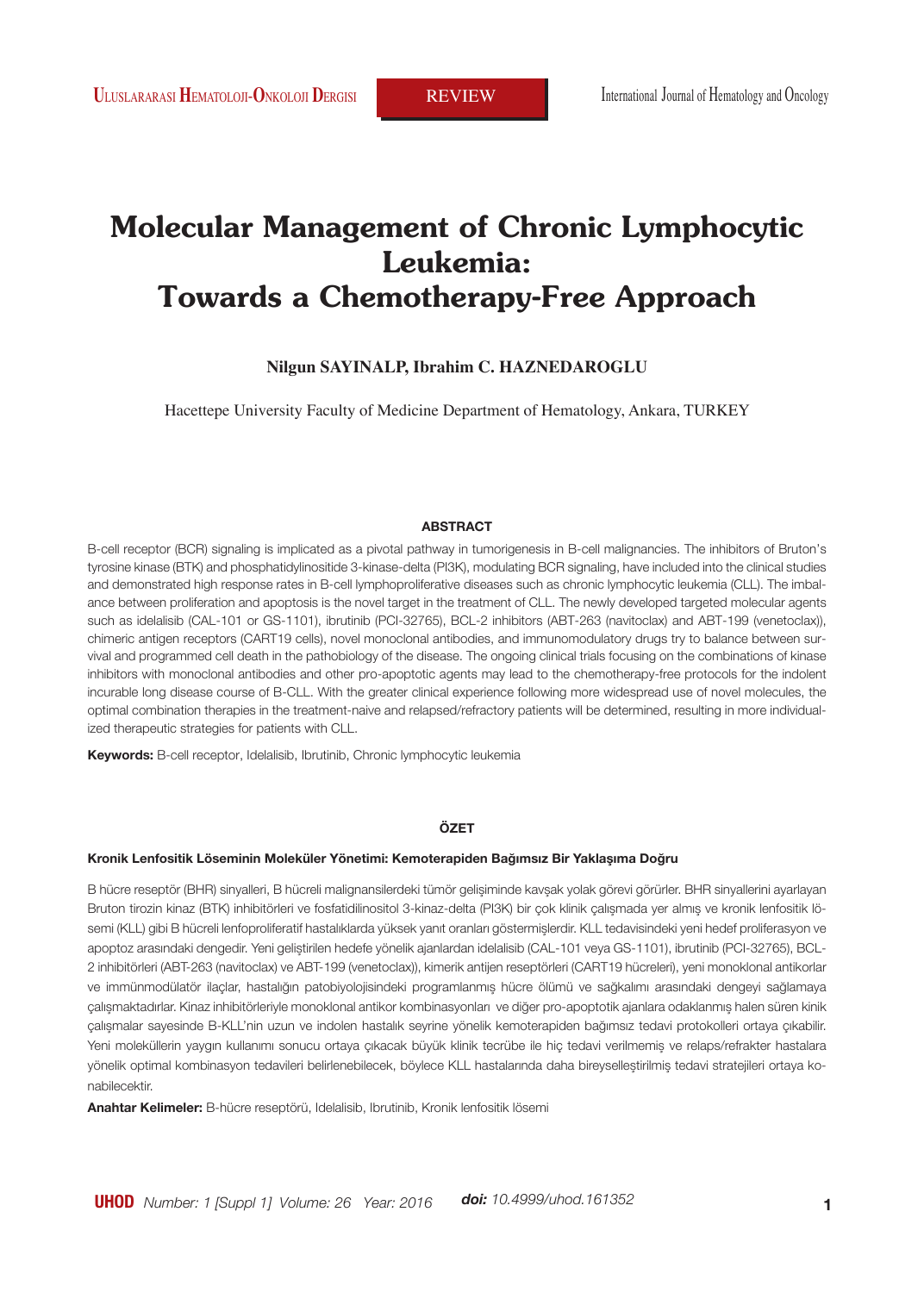# Molecular Management of Chronic Lymphocytic Leukemia: Towards a Chemotherapy-Free Approach

**Nilgun SAYINALP, Ibrahim C. HAZNEDAROGLU**

Hacettepe University Faculty of Medicine Department of Hematology, Ankara, TURKEY

## ABSTRACT

B-cell receptor (BCR) signaling is implicated as a pivotal pathway in tumorigenesis in B-cell malignancies. The inhibitors of Bruton's tyrosine kinase (BTK) and phosphatidylinositide 3-kinase-delta (PI3K), modulating BCR signaling, have included into the clinical studies and demonstrated high response rates in B-cell lymphoproliferative diseases such as chronic lymphocytic leukemia (CLL). The imbalance between proliferation and apoptosis is the novel target in the treatment of CLL. The newly developed targeted molecular agents such as idelalisib (CAL-101 or GS-1101), ibrutinib (PCI-32765), BCL-2 inhibitors (ABT-263 (navitoclax) and ABT-199 (venetoclax)), chimeric antigen receptors (CART19 cells), novel monoclonal antibodies, and immunomodulatory drugs try to balance between survival and programmed cell death in the pathobiology of the disease. The ongoing clinical trials focusing on the combinations of kinase inhibitors with monoclonal antibodies and other pro-apoptotic agents may lead to the chemotherapy-free protocols for the indolent incurable long disease course of B-CLL. With the greater clinical experience following more widespread use of novel molecules, the optimal combination therapies in the treatment-naive and relapsed/refractory patients will be determined, resulting in more individualized therapeutic strategies for patients with CLL.

**Keywords:** B-cell receptor, Idelalisib, Ibrutinib, Chronic lymphocytic leukemia

## ÖZET

### Kronik Lenfositik Löseminin Moleküler Yönetimi: Kemoterapiden Bağımsız Bir Yaklaşıma Doğru

B hücre reseptör (BHR) sinyalleri, B hücreli malignansilerdeki tümör gelişiminde kavşak yolak görevi görürler. BHR sinyallerini ayarlayan Bruton tirozin kinaz (BTK) inhibitörleri ve fosfatidilinositol 3-kinaz-delta (PI3K) bir çok klinik çalışmada yer almış ve kronik lenfositik lösemi (KLL) gibi B hücreli lenfoproliferatif hastalıklarda yüksek yanıt oranları göstermişlerdir. KLL tedavisindeki yeni hedef proliferasyon ve apoptoz arasındaki dengedir. Yeni geliştirilen hedefe yönelik ajanlardan idelalisib (CAL-101 veya GS-1101), ibrutinib (PCI-32765), BCL-2 inhibitörleri (ABT-263 (navitoclax) ve ABT-199 (venetoclax)), kimerik antijen reseptörleri (CART19 hücreleri), yeni monoklonal antikorlar ve immünmodülatör ilaçlar, hastalığın patobiyolojisindeki programlanmış hücre ölümü ve sağkalımı arasındaki dengeyi sağlamaya çalışmaktadırlar. Kinaz inhibitörleriyle monoklonal antikor kombinasyonları ve diğer pro-apoptotik ajanlara odaklanmış halen süren kinik çalışmalar sayesinde B-KLL'nin uzun ve indolen hastalık seyrine yönelik kemoterapiden bağımsız tedavi protokolleri ortaya çıkabilir. Yeni moleküllerin yaygın kullanımı sonucu ortaya çıkacak büyük klinik tecrübe ile hiç tedavi verilmemiş ve relaps/refrakter hastalara yönelik optimal kombinasyon tedavileri belirlenebilecek, böylece KLL hastalarında daha bireyselleştirilmiş tedavi stratejileri ortaya konabilecektir.

**Anahtar Kelimeler:** B-hücre reseptörü, Idelalisib, Ibrutinib, Kronik lenfositik lösemi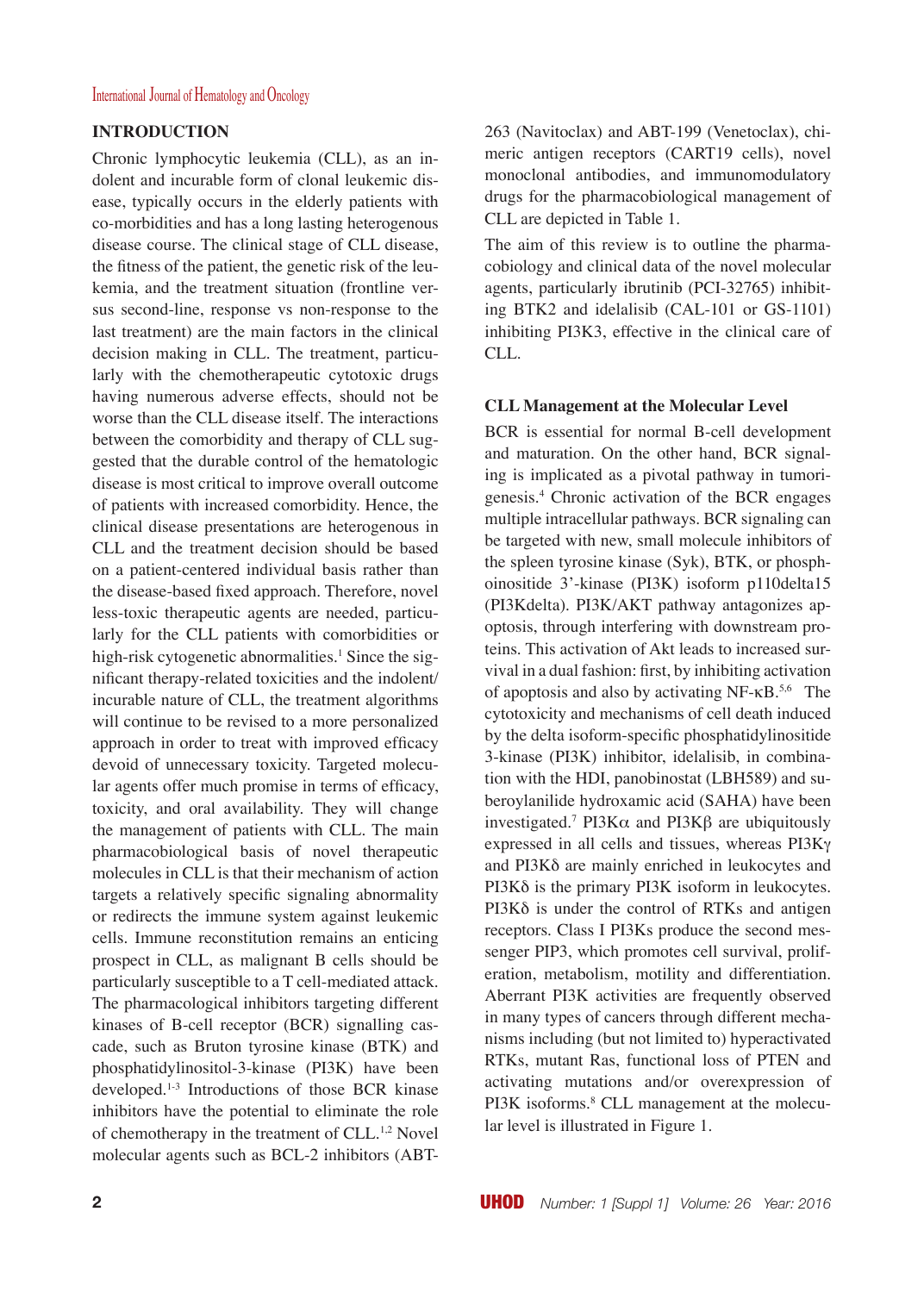## INTRODUCTION

Chronic lymphocytic leukemia (CLL), as an indolent and incurable form of clonal leukemic disease, typically occurs in the elderly patients with co-morbidities and has a long lasting heterogenous disease course. The clinical stage of CLL disease, the fitness of the patient, the genetic risk of the leukemia, and the treatment situation (frontline versus second-line, response vs non-response to the last treatment) are the main factors in the clinical decision making in CLL. The treatment, particularly with the chemotherapeutic cytotoxic drugs having numerous adverse effects, should not be worse than the CLL disease itself. The interactions between the comorbidity and therapy of CLL suggested that the durable control of the hematologic disease is most critical to improve overall outcome of patients with increased comorbidity. Hence, the clinical disease presentations are heterogenous in CLL and the treatment decision should be based on a patient-centered individual basis rather than the disease-based fixed approach. Therefore, novel less-toxic therapeutic agents are needed, particularly for the CLL patients with comorbidities or high-risk cytogenetic abnormalities.[1] Since the significant therapy-related toxicities and the indolent/incurable nature of CLL, the treatment algorithms will continue to be revised to a more personalized approach in order to treat with improved efficacy devoid of unnecessary toxicity. Targeted molecular agents offer much promise in terms of efficacy, toxicity, and oral availability. They will change the management of patients with CLL. The main pharmacobiological basis of novel therapeutic molecules in CLL is that their mechanism of action targets a relatively specific signaling abnormality or redirects the immune system against leukemic cells. Immune reconstitution remains an enticing prospect in CLL, as malignant B cells should be particularly susceptible to a T cell-mediated attack. The pharmacological inhibitors targeting different kinases of B-cell receptor (BCR) signalling cascade, such as Bruton tyrosine kinase (BTK) and phosphatidylinositol-3-kinase (PI3K) have been developed.[1-3] Introductions of those BCR kinase inhibitors have the potential to eliminate the role of chemotherapy in the treatment of CLL.[1,2] Novel molecular agents such as BCL-2 inhibitors (ABT-263 (Navitoclax) and ABT-199 (Venetoclax), chimeric antigen receptors (CART19 cells), novel monoclonal antibodies, and immunomodulatory drugs for the pharmacobiological management of CLL are depicted in Table 1.

The aim of this review is to outline the pharmacobiology and clinical data of the novel molecular agents, particularly ibrutinib (PCI-32765) inhibiting BTK2 and idelalisib (CAL-101 or GS-1101) inhibiting PI3K3, effective in the clinical care of CLL.

### CLL Management at the Molecular Level

BCR is essential for normal B-cell development and maturation. On the other hand, BCR signaling is implicated as a pivotal pathway in tumorigenesis.[4] Chronic activation of the BCR engages multiple intracellular pathways. BCR signaling can be targeted with new, small molecule inhibitors of the spleen tyrosine kinase (Syk), BTK, or phosphoinositide 3'-kinase (PI3K) isoform p110delta15 (PI3Kdelta). PI3K/AKT pathway antagonizes apoptosis, through interfering with downstream proteins. This activation of Akt leads to increased survival in a dual fashion: first, by inhibiting activation of apoptosis and also by activating NF-κB.[5,6] The cytotoxicity and mechanisms of cell death induced by the delta isoform-specific phosphatidylinositide 3-kinase (PI3K) inhibitor, idelalisib, in combination with the HDI, panobinostat (LBH589) and suberoylanilide hydroxamic acid (SAHA) have been investigated.[7] PI3Kα and PI3Kβ are ubiquitously expressed in all cells and tissues, whereas PI3Kγ and PI3Kδ are mainly enriched in leukocytes and PI3Kδ is the primary PI3K isoform in leukocytes. PI3Kδ is under the control of RTKs and antigen receptors. Class I PI3Ks produce the second messenger PIP3, which promotes cell survival, proliferation, metabolism, motility and differentiation. Aberrant PI3K activities are frequently observed in many types of cancers through different mechanisms including (but not limited to) hyperactivated RTKs, mutant Ras, functional loss of PTEN and activating mutations and/or overexpression of PI3K isoforms.[8] CLL management at the molecular level is illustrated in Figure 1.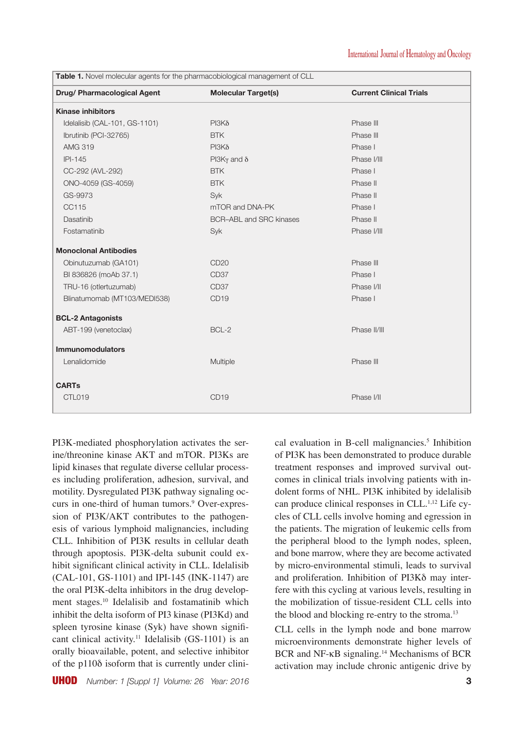**Table 1.** Novel molecular agents for the pharmacobiological management of CLL

| Drug/ Pharmacological Agent | Molecular Target(s) | Current Clinical Trials |
|---|---|---|
| **Kinase inhibitors** | | |
| Idelalisib (CAL-101, GS-1101) | PI3Kδ | Phase III |
| Ibrutinib (PCI-32765) | BTK | Phase III |
| AMG 319 | PI3Kδ | Phase I |
| IPI-145 | PI3Kγ and δ | Phase I/III |
| CC-292 (AVL-292) | BTK | Phase I |
| ONO-4059 (GS-4059) | BTK | Phase II |
| GS-9973 | Syk | Phase II |
| CC115 | mTOR and DNA-PK | Phase I |
| Dasatinib | BCR–ABL and SRC kinases | Phase II |
| Fostamatinib | Syk | Phase I/III |
| **Monoclonal Antibodies** | | |
| Obinutuzumab (GA101) | CD20 | Phase III |
| BI 836826 (moAb 37.1) | CD37 | Phase I |
| TRU-16 (otlertuzumab) | CD37 | Phase I/II |
| Blinatumomab (MT103/MEDI538) | CD19 | Phase I |
| **BCL-2 Antagonists** | | |
| ABT-199 (venetoclax) | BCL-2 | Phase II/III |
| **Immunomodulators** | | |
| Lenalidomide | Multiple | Phase III |
| **CARTs** | | |
| CTL019 | CD19 | Phase I/II |

PI3K-mediated phosphorylation activates the serine/threonine kinase AKT and mTOR. PI3Ks are lipid kinases that regulate diverse cellular processes including proliferation, adhesion, survival, and motility. Dysregulated PI3K pathway signaling occurs in one-third of human tumors.[9] Over-expression of PI3K/AKT contributes to the pathogenesis of various lymphoid malignancies, including CLL. Inhibition of PI3K results in cellular death through apoptosis. PI3K-delta subunit could exhibit significant clinical activity in CLL. Idelalisib (CAL-101, GS-1101) and IPI-145 (INK-1147) are the oral PI3K-delta inhibitors in the drug development stages.[10] Idelalisib and fostamatinib which inhibit the delta isoform of PI3 kinase (PI3Kd) and spleen tyrosine kinase (Syk) have shown significant clinical activity.[11] Idelalisib (GS-1101) is an orally bioavailable, potent, and selective inhibitor of the p110δ isoform that is currently under clinical evaluation in B-cell malignancies.[5] Inhibition of PI3K has been demonstrated to produce durable treatment responses and improved survival outcomes in clinical trials involving patients with indolent forms of NHL. PI3K inhibited by idelalisib can produce clinical responses in CLL.[1,12] Life cycles of CLL cells involve homing and egression in the patients. The migration of leukemic cells from the peripheral blood to the lymph nodes, spleen, and bone marrow, where they are become activated by micro-environmental stimuli, leads to survival and proliferation. Inhibition of PI3Kδ may interfere with this cycling at various levels, resulting in the mobilization of tissue-resident CLL cells into the blood and blocking re-entry to the stroma.[13]

CLL cells in the lymph node and bone marrow microenvironments demonstrate higher levels of BCR and NF-κB signaling.[14] Mechanisms of BCR activation may include chronic antigenic drive by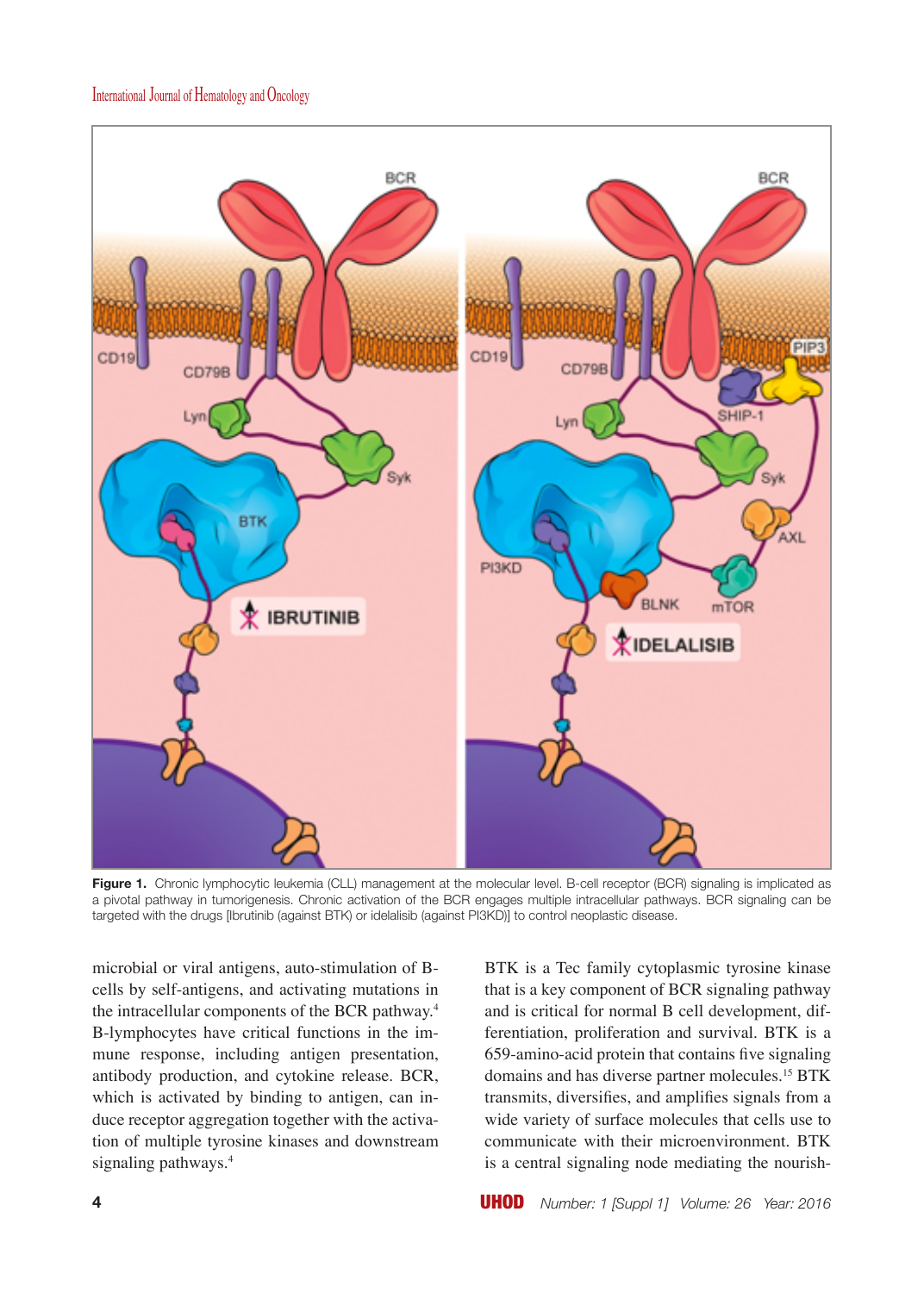**Figure 1.** Chronic lymphocytic leukemia (CLL) management at the molecular level. B-cell receptor (BCR) signaling is implicated as a pivotal pathway in tumorigenesis. Chronic activation of the BCR engages multiple intracellular pathways. BCR signaling can be targeted with the drugs [Ibrutinib (against BTK) or idelalisib (against PI3KD)] to control neoplastic disease.

microbial or viral antigens, auto-stimulation of B-cells by self-antigens, and activating mutations in the intracellular components of the BCR pathway.[4] B-lymphocytes have critical functions in the immune response, including antigen presentation, antibody production, and cytokine release. BCR, which is activated by binding to antigen, can induce receptor aggregation together with the activation of multiple tyrosine kinases and downstream signaling pathways.[4]

BTK is a Tec family cytoplasmic tyrosine kinase that is a key component of BCR signaling pathway and is critical for normal B cell development, differentiation, proliferation and survival. BTK is a 659-amino-acid protein that contains five signaling domains and has diverse partner molecules.[15] BTK transmits, diversifies, and amplifies signals from a wide variety of surface molecules that cells use to communicate with their microenvironment. BTK is a central signaling node mediating the nourish-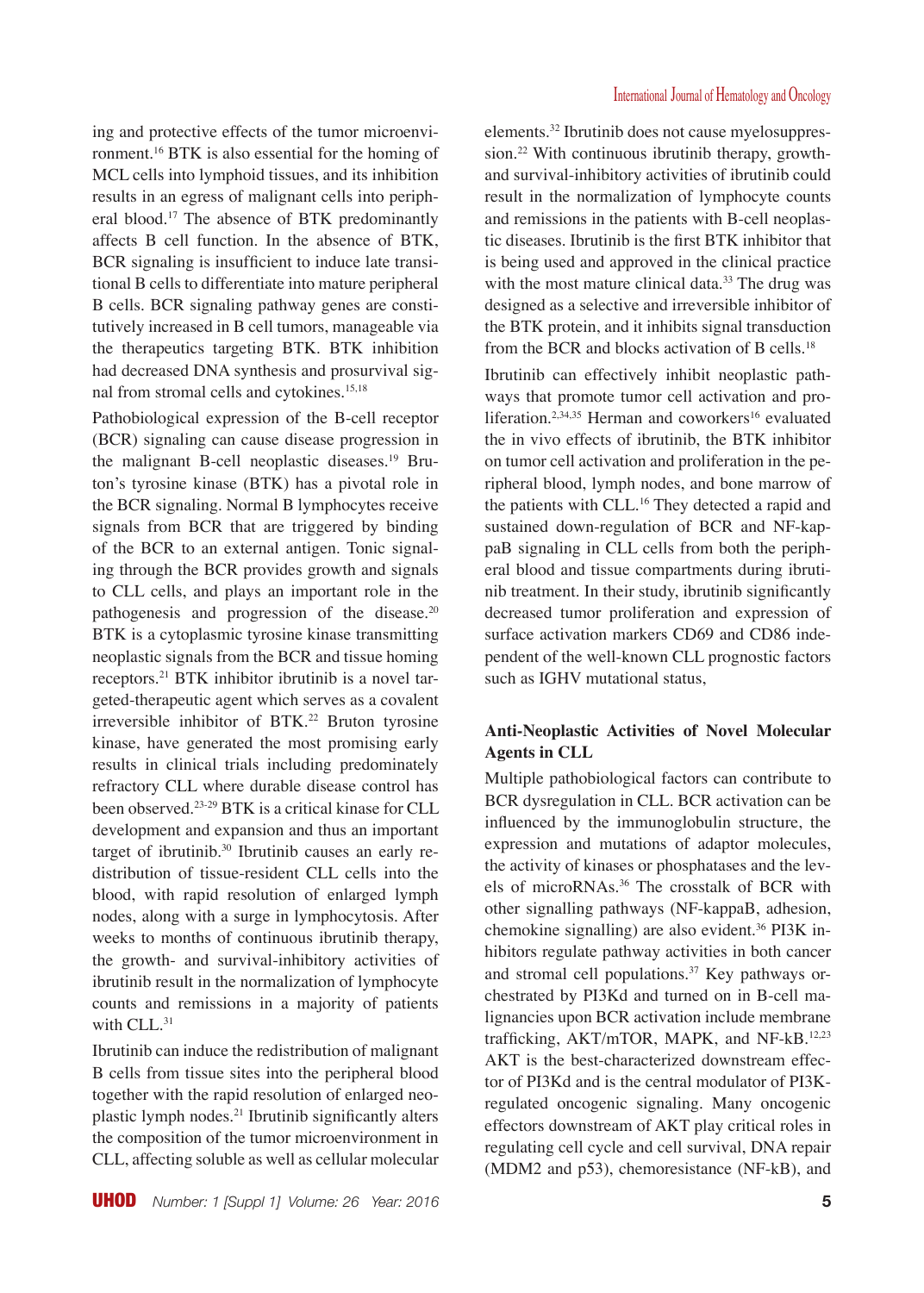ing and protective effects of the tumor microenvironment.[16] BTK is also essential for the homing of MCL cells into lymphoid tissues, and its inhibition results in an egress of malignant cells into peripheral blood.[17] The absence of BTK predominantly affects B cell function. In the absence of BTK, BCR signaling is insufficient to induce late transitional B cells to differentiate into mature peripheral B cells. BCR signaling pathway genes are constitutively increased in B cell tumors, manageable via the therapeutics targeting BTK. BTK inhibition had decreased DNA synthesis and prosurvival signal from stromal cells and cytokines.[15,18]

Pathobiological expression of the B-cell receptor (BCR) signaling can cause disease progression in the malignant B-cell neoplastic diseases.[19] Bruton's tyrosine kinase (BTK) has a pivotal role in the BCR signaling. Normal B lymphocytes receive signals from BCR that are triggered by binding of the BCR to an external antigen. Tonic signaling through the BCR provides growth and signals to CLL cells, and plays an important role in the pathogenesis and progression of the disease.[20] BTK is a cytoplasmic tyrosine kinase transmitting neoplastic signals from the BCR and tissue homing receptors.[21] BTK inhibitor ibrutinib is a novel targeted-therapeutic agent which serves as a covalent irreversible inhibitor of BTK.[22] Bruton tyrosine kinase, have generated the most promising early results in clinical trials including predominately refractory CLL where durable disease control has been observed.[23-29] BTK is a critical kinase for CLL development and expansion and thus an important target of ibrutinib.[30] Ibrutinib causes an early redistribution of tissue-resident CLL cells into the blood, with rapid resolution of enlarged lymph nodes, along with a surge in lymphocytosis. After weeks to months of continuous ibrutinib therapy, the growth- and survival-inhibitory activities of ibrutinib result in the normalization of lymphocyte counts and remissions in a majority of patients with CLL.[31]

Ibrutinib can induce the redistribution of malignant B cells from tissue sites into the peripheral blood together with the rapid resolution of enlarged neoplastic lymph nodes.[21] Ibrutinib significantly alters the composition of the tumor microenvironment in CLL, affecting soluble as well as cellular molecular elements.[32] Ibrutinib does not cause myelosuppression.[22] With continuous ibrutinib therapy, growth- and survival-inhibitory activities of ibrutinib could result in the normalization of lymphocyte counts and remissions in the patients with B-cell neoplastic diseases. Ibrutinib is the first BTK inhibitor that is being used and approved in the clinical practice with the most mature clinical data.[33] The drug was designed as a selective and irreversible inhibitor of the BTK protein, and it inhibits signal transduction from the BCR and blocks activation of B cells.[18]

Ibrutinib can effectively inhibit neoplastic pathways that promote tumor cell activation and proliferation.[2,34,35] Herman and coworkers[16] evaluated the in vivo effects of ibrutinib, the BTK inhibitor on tumor cell activation and proliferation in the peripheral blood, lymph nodes, and bone marrow of the patients with CLL.[16] They detected a rapid and sustained down-regulation of BCR and NF-kappaB signaling in CLL cells from both the peripheral blood and tissue compartments during ibrutinib treatment. In their study, ibrutinib significantly decreased tumor proliferation and expression of surface activation markers CD69 and CD86 independent of the well-known CLL prognostic factors such as IGHV mutational status,

## Anti-Neoplastic Activities of Novel Molecular Agents in CLL

Multiple pathobiological factors can contribute to BCR dysregulation in CLL. BCR activation can be influenced by the immunoglobulin structure, the expression and mutations of adaptor molecules, the activity of kinases or phosphatases and the levels of microRNAs.[36] The crosstalk of BCR with other signalling pathways (NF-kappaB, adhesion, chemokine signalling) are also evident.[36] PI3K inhibitors regulate pathway activities in both cancer and stromal cell populations.[37] Key pathways orchestrated by PI3Kd and turned on in B-cell malignancies upon BCR activation include membrane trafficking, AKT/mTOR, MAPK, and NF-kB.[12,23] AKT is the best-characterized downstream effector of PI3Kd and is the central modulator of PI3K-regulated oncogenic signaling. Many oncogenic effectors downstream of AKT play critical roles in regulating cell cycle and cell survival, DNA repair (MDM2 and p53), chemoresistance (NF-kB), and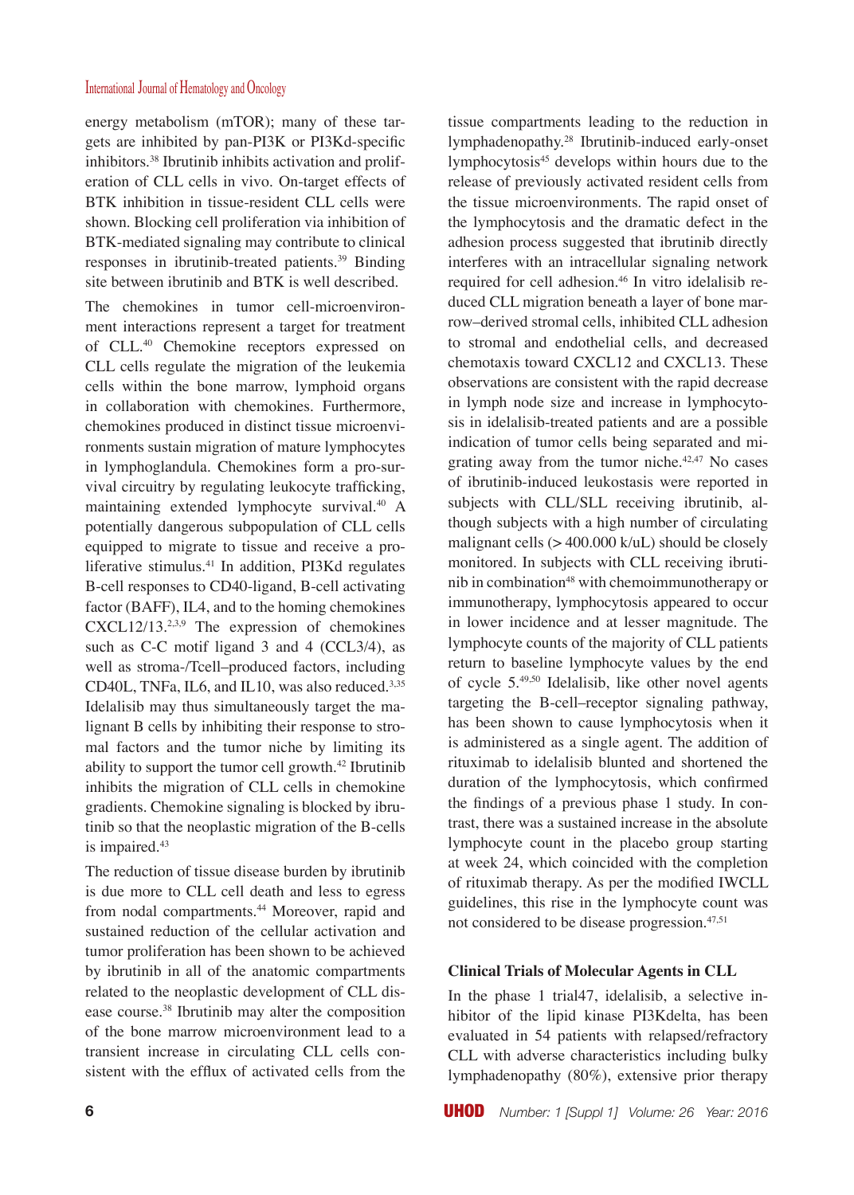energy metabolism (mTOR); many of these targets are inhibited by pan-PI3K or PI3Kd-specific inhibitors.[38] Ibrutinib inhibits activation and proliferation of CLL cells in vivo. On-target effects of BTK inhibition in tissue-resident CLL cells were shown. Blocking cell proliferation via inhibition of BTK-mediated signaling may contribute to clinical responses in ibrutinib-treated patients.[39] Binding site between ibrutinib and BTK is well described.

The chemokines in tumor cell-microenvironment interactions represent a target for treatment of CLL.[40] Chemokine receptors expressed on CLL cells regulate the migration of the leukemia cells within the bone marrow, lymphoid organs in collaboration with chemokines. Furthermore, chemokines produced in distinct tissue microenvironments sustain migration of mature lymphocytes in lymphoglandula. Chemokines form a pro-survival circuitry by regulating leukocyte trafficking, maintaining extended lymphocyte survival.[40] A potentially dangerous subpopulation of CLL cells equipped to migrate to tissue and receive a proliferative stimulus.[41] In addition, PI3Kd regulates B-cell responses to CD40-ligand, B-cell activating factor (BAFF), IL4, and to the homing chemokines CXCL12/13.[2,3,9] The expression of chemokines such as C-C motif ligand 3 and 4 (CCL3/4), as well as stroma-/Tcell–produced factors, including CD40L, TNFa, IL6, and IL10, was also reduced.[3,35] Idelalisib may thus simultaneously target the malignant B cells by inhibiting their response to stromal factors and the tumor niche by limiting its ability to support the tumor cell growth.[42] Ibrutinib inhibits the migration of CLL cells in chemokine gradients. Chemokine signaling is blocked by ibrutinib so that the neoplastic migration of the B-cells is impaired.[43]

The reduction of tissue disease burden by ibrutinib is due more to CLL cell death and less to egress from nodal compartments.[44] Moreover, rapid and sustained reduction of the cellular activation and tumor proliferation has been shown to be achieved by ibrutinib in all of the anatomic compartments related to the neoplastic development of CLL disease course.[38] Ibrutinib may alter the composition of the bone marrow microenvironment lead to a transient increase in circulating CLL cells consistent with the efflux of activated cells from the tissue compartments leading to the reduction in lymphadenopathy.[28] Ibrutinib-induced early-onset lymphocytosis[45] develops within hours due to the release of previously activated resident cells from the tissue microenvironments. The rapid onset of the lymphocytosis and the dramatic defect in the adhesion process suggested that ibrutinib directly interferes with an intracellular signaling network required for cell adhesion.[46] In vitro idelalisib reduced CLL migration beneath a layer of bone marrow–derived stromal cells, inhibited CLL adhesion to stromal and endothelial cells, and decreased chemotaxis toward CXCL12 and CXCL13. These observations are consistent with the rapid decrease in lymph node size and increase in lymphocytosis in idelalisib-treated patients and are a possible indication of tumor cells being separated and migrating away from the tumor niche.[42,47] No cases of ibrutinib-induced leukostasis were reported in subjects with CLL/SLL receiving ibrutinib, although subjects with a high number of circulating malignant cells (> 400.000 k/uL) should be closely monitored. In subjects with CLL receiving ibrutinib in combination[48] with chemoimmunotherapy or immunotherapy, lymphocytosis appeared to occur in lower incidence and at lesser magnitude. The lymphocyte counts of the majority of CLL patients return to baseline lymphocyte values by the end of cycle 5.[49,50] Idelalisib, like other novel agents targeting the B-cell–receptor signaling pathway, has been shown to cause lymphocytosis when it is administered as a single agent. The addition of rituximab to idelalisib blunted and shortened the duration of the lymphocytosis, which confirmed the findings of a previous phase 1 study. In contrast, there was a sustained increase in the absolute lymphocyte count in the placebo group starting at week 24, which coincided with the completion of rituximab therapy. As per the modified IWCLL guidelines, this rise in the lymphocyte count was not considered to be disease progression.[47,51]

## Clinical Trials of Molecular Agents in CLL

In the phase 1 trial47, idelalisib, a selective inhibitor of the lipid kinase PI3Kdelta, has been evaluated in 54 patients with relapsed/refractory CLL with adverse characteristics including bulky lymphadenopathy (80%), extensive prior therapy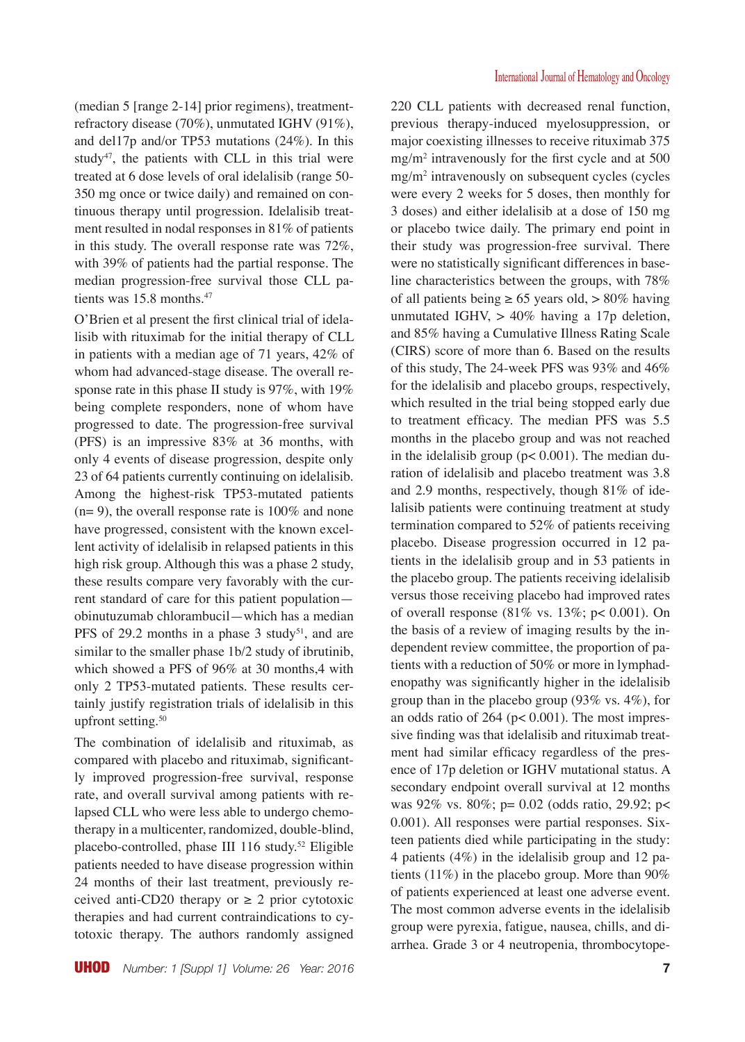(median 5 [range 2-14] prior regimens), treatment-refractory disease (70%), unmutated IGHV (91%), and del17p and/or TP53 mutations (24%). In this study[47], the patients with CLL in this trial were treated at 6 dose levels of oral idelalisib (range 50-350 mg once or twice daily) and remained on continuous therapy until progression. Idelalisib treatment resulted in nodal responses in 81% of patients in this study. The overall response rate was 72%, with 39% of patients had the partial response. The median progression-free survival those CLL patients was 15.8 months.[47]

O'Brien et al present the first clinical trial of idelalisib with rituximab for the initial therapy of CLL in patients with a median age of 71 years, 42% of whom had advanced-stage disease. The overall response rate in this phase II study is 97%, with 19% being complete responders, none of whom have progressed to date. The progression-free survival (PFS) is an impressive 83% at 36 months, with only 4 events of disease progression, despite only 23 of 64 patients currently continuing on idelalisib. Among the highest-risk TP53-mutated patients (n= 9), the overall response rate is 100% and none have progressed, consistent with the known excellent activity of idelalisib in relapsed patients in this high risk group. Although this was a phase 2 study, these results compare very favorably with the current standard of care for this patient population—obinutuzumab chlorambucil—which has a median PFS of 29.2 months in a phase 3 study[51], and are similar to the smaller phase 1b/2 study of ibrutinib, which showed a PFS of 96% at 30 months,4 with only 2 TP53-mutated patients. These results certainly justify registration trials of idelalisib in this upfront setting.[50]

The combination of idelalisib and rituximab, as compared with placebo and rituximab, significantly improved progression-free survival, response rate, and overall survival among patients with relapsed CLL who were less able to undergo chemotherapy in a multicenter, randomized, double-blind, placebo-controlled, phase III 116 study.[52] Eligible patients needed to have disease progression within 24 months of their last treatment, previously received anti-CD20 therapy or ≥ 2 prior cytotoxic therapies and had current contraindications to cytotoxic therapy. The authors randomly assigned 220 CLL patients with decreased renal function, previous therapy-induced myelosuppression, or major coexisting illnesses to receive rituximab 375 mg/m$^2$ intravenously for the first cycle and at 500 mg/m$^2$ intravenously on subsequent cycles (cycles were every 2 weeks for 5 doses, then monthly for 3 doses) and either idelalisib at a dose of 150 mg or placebo twice daily. The primary end point in their study was progression-free survival. There were no statistically significant differences in baseline characteristics between the groups, with 78% of all patients being ≥ 65 years old, > 80% having unmutated IGHV, > 40% having a 17p deletion, and 85% having a Cumulative Illness Rating Scale (CIRS) score of more than 6. Based on the results of this study, The 24-week PFS was 93% and 46% for the idelalisib and placebo groups, respectively, which resulted in the trial being stopped early due to treatment efficacy. The median PFS was 5.5 months in the placebo group and was not reached in the idelalisib group ($p< 0.001$). The median duration of idelalisib and placebo treatment was 3.8 and 2.9 months, respectively, though 81% of idelalisib patients were continuing treatment at study termination compared to 52% of patients receiving placebo. Disease progression occurred in 12 patients in the idelalisib group and in 53 patients in the placebo group. The patients receiving idelalisib versus those receiving placebo had improved rates of overall response (81% vs. 13%; $p< 0.001$). On the basis of a review of imaging results by the independent review committee, the proportion of patients with a reduction of 50% or more in lymphadenopathy was significantly higher in the idelalisib group than in the placebo group (93% vs. 4%), for an odds ratio of 264 ($p< 0.001$). The most impressive finding was that idelalisib and rituximab treatment had similar efficacy regardless of the presence of 17p deletion or IGHV mutational status. A secondary endpoint overall survival at 12 months was 92% vs. 80%; $p= 0.02$ (odds ratio, 29.92; $p< 0.001$). All responses were partial responses. Sixteen patients died while participating in the study: 4 patients (4%) in the idelalisib group and 12 patients (11%) in the placebo group. More than 90% of patients experienced at least one adverse event. The most common adverse events in the idelalisib group were pyrexia, fatigue, nausea, chills, and diarrhea. Grade 3 or 4 neutropenia, thrombocytope-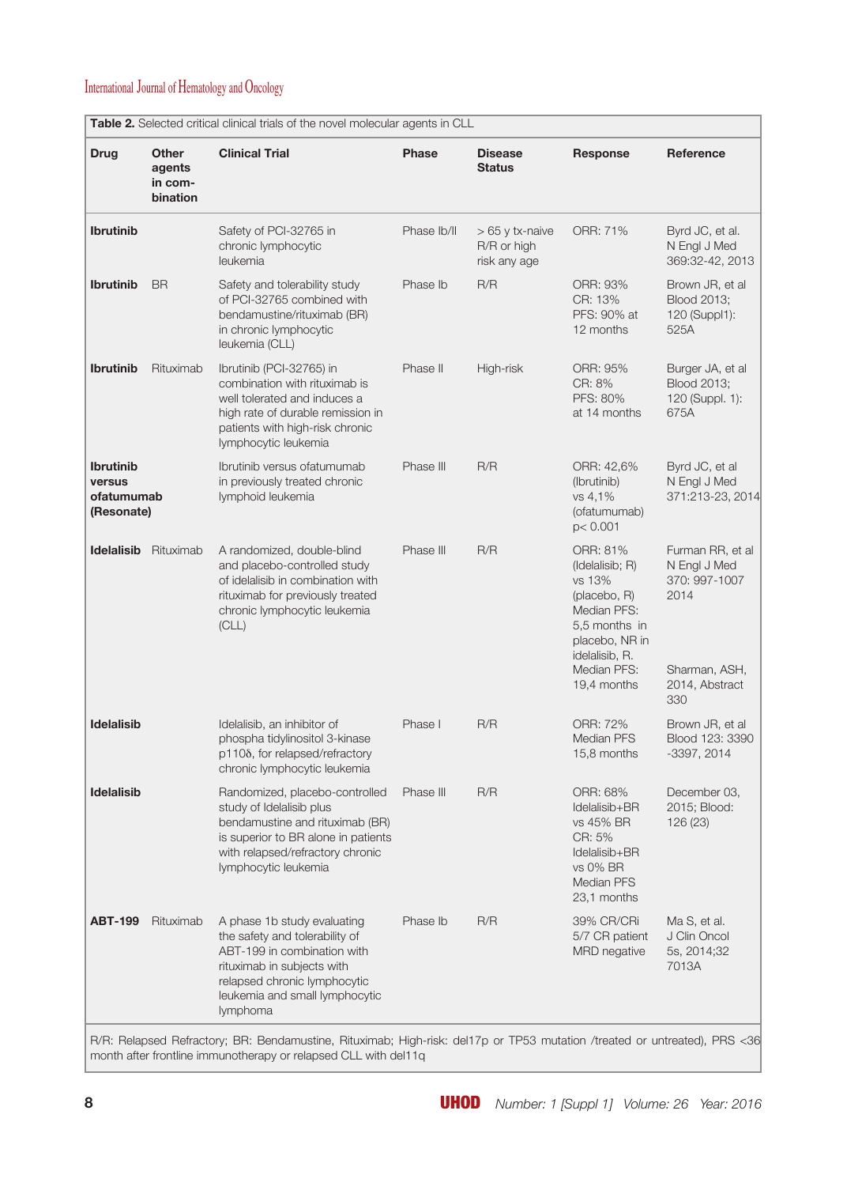**Table 2.** Selected critical clinical trials of the novel molecular agents in CLL

| Drug | Other agents in combination | Clinical Trial | Phase | Disease Status | Response | Reference |
|---|---|---|---|---|---|---|
| **Ibrutinib** | | Safety of PCI-32765 in chronic lymphocytic leukemia | Phase Ib/II | > 65 y tx-naive R/R or high risk any age | ORR: 71% | Byrd JC, et al. N Engl J Med 369:32-42, 2013 |
| **Ibrutinib** | BR | Safety and tolerability study of PCI-32765 combined with bendamustine/rituximab (BR) in chronic lymphocytic leukemia (CLL) | Phase Ib | R/R | ORR: 93% CR: 13% PFS: 90% at 12 months | Brown JR, et al Blood 2013; 120 (Suppl1): 525A |
| **Ibrutinib** | Rituximab | Ibrutinib (PCI-32765) in combination with rituximab is well tolerated and induces a high rate of durable remission in patients with high-risk chronic lymphocytic leukemia | Phase II | High-risk | ORR: 95% CR: 8% PFS: 80% at 14 months | Burger JA, et al Blood 2013; 120 (Suppl. 1): 675A |
| **Ibrutinib versus ofatumumab (Resonate)** | | Ibrutinib versus ofatumumab in previously treated chronic lymphoid leukemia | Phase III | R/R | ORR: 42,6% (Ibrutinib) vs 4,1% (ofatumumab) p< 0.001 | Byrd JC, et al N Engl J Med 371:213-23, 2014 |
| **Idelalisib** | Rituximab | A randomized, double-blind and placebo-controlled study of idelalisib in combination with rituximab for previously treated chronic lymphocytic leukemia (CLL) | Phase III | R/R | ORR: 81% (Idelalisib; R) vs 13% (placebo, R) Median PFS: 5,5 months in placebo, NR in idelalisib, R. Median PFS: 19,4 months | Furman RR, et al N Engl J Med 370: 997-1007 2014<br>Sharman, ASH, 2014, Abstract 330 |
| **Idelalisib** | | Idelalisib, an inhibitor of phospha tidylinositol 3-kinase p110δ, for relapsed/refractory chronic lymphocytic leukemia | Phase I | R/R | ORR: 72% Median PFS 15,8 months | Brown JR, et al Blood 123: 3390 -3397, 2014 |
| **Idelalisib** | | Randomized, placebo-controlled study of Idelalisib plus bendamustine and rituximab (BR) is superior to BR alone in patients with relapsed/refractory chronic lymphocytic leukemia | Phase III | R/R | ORR: 68% Idelalisib+BR vs 45% BR CR: 5% Idelalisib+BR vs 0% BR Median PFS 23,1 months | December 03, 2015; Blood: 126 (23) |
| **ABT-199** | Rituximab | A phase 1b study evaluating the safety and tolerability of ABT-199 in combination with rituximab in subjects with relapsed chronic lymphocytic leukemia and small lymphocytic lymphoma | Phase Ib | R/R | 39% CR/CRi 5/7 CR patient MRD negative | Ma S, et al. J Clin Oncol 5s, 2014;32 7013A |

R/R: Relapsed Refractory; BR: Bendamustine, Rituximab; High-risk: del17p or TP53 mutation /treated or untreated), PRS <36 month after frontline immunotherapy or relapsed CLL with del11q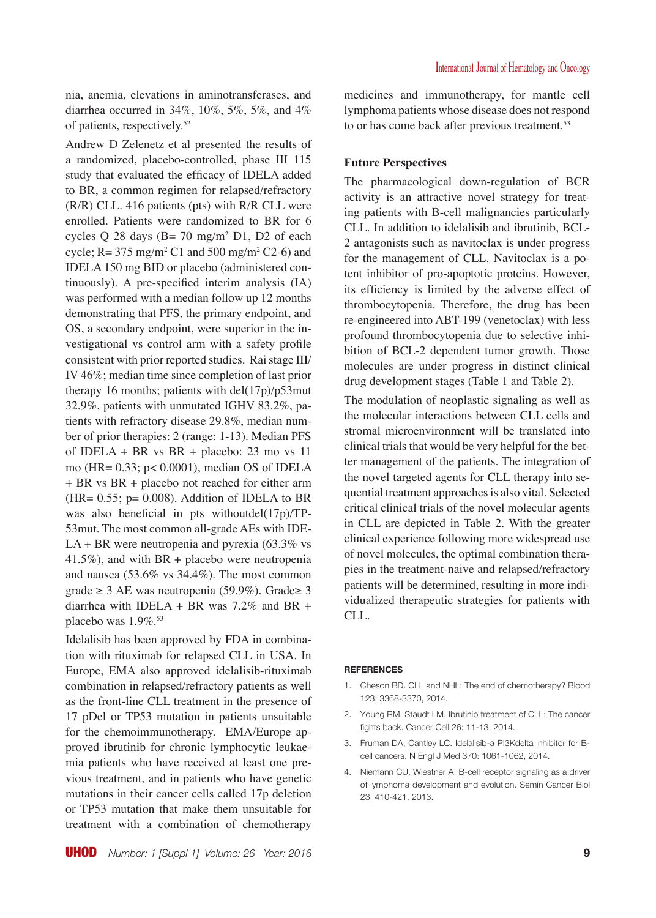nia, anemia, elevations in aminotransferases, and diarrhea occurred in 34%, 10%, 5%, 5%, and 4% of patients, respectively.[52]

Andrew D Zelenetz et al presented the results of a randomized, placebo-controlled, phase III 115 study that evaluated the efficacy of IDELA added to BR, a common regimen for relapsed/refractory (R/R) CLL. 416 patients (pts) with R/R CLL were enrolled. Patients were randomized to BR for 6 cycles Q 28 days (B= 70 mg/m$^2$ D1, D2 of each cycle; R= 375 mg/m$^2$ C1 and 500 mg/m$^2$ C2-6) and IDELA 150 mg BID or placebo (administered continuously). A pre-specified interim analysis (IA) was performed with a median follow up 12 months demonstrating that PFS, the primary endpoint, and OS, a secondary endpoint, were superior in the investigational vs control arm with a safety profile consistent with prior reported studies. Rai stage III/IV 46%; median time since completion of last prior therapy 16 months; patients with del(17p)/p53mut 32.9%, patients with unmutated IGHV 83.2%, patients with refractory disease 29.8%, median number of prior therapies: 2 (range: 1-13). Median PFS of IDELA + BR vs BR + placebo: 23 mo vs 11 mo (HR= 0.33; p< 0.0001), median OS of IDELA + BR vs BR + placebo not reached for either arm (HR= 0.55; p= 0.008). Addition of IDELA to BR was also beneficial in pts withoutdel(17p)/TP-53mut. The most common all-grade AEs with IDELA + BR were neutropenia and pyrexia (63.3% vs 41.5%), and with BR + placebo were neutropenia and nausea (53.6% vs 34.4%). The most common grade ≥ 3 AE was neutropenia (59.9%). Grade≥ 3 diarrhea with IDELA + BR was 7.2% and BR + placebo was 1.9%.[53]

Idelalisib has been approved by FDA in combination with rituximab for relapsed CLL in USA. In Europe, EMA also approved idelalisib-rituximab combination in relapsed/refractory patients as well as the front-line CLL treatment in the presence of 17 pDel or TP53 mutation in patients unsuitable for the chemoimmunotherapy. EMA/Europe approved ibrutinib for chronic lymphocytic leukaemia patients who have received at least one previous treatment, and in patients who have genetic mutations in their cancer cells called 17p deletion or TP53 mutation that make them unsuitable for treatment with a combination of chemotherapy medicines and immunotherapy, for mantle cell lymphoma patients whose disease does not respond to or has come back after previous treatment.[53]

## Future Perspectives

The pharmacological down-regulation of BCR activity is an attractive novel strategy for treating patients with B-cell malignancies particularly CLL. In addition to idelalisib and ibrutinib, BCL-2 antagonists such as navitoclax is under progress for the management of CLL. Navitoclax is a potent inhibitor of pro-apoptotic proteins. However, its efficiency is limited by the adverse effect of thrombocytopenia. Therefore, the drug has been re-engineered into ABT-199 (venetoclax) with less profound thrombocytopenia due to selective inhibition of BCL-2 dependent tumor growth. Those molecules are under progress in distinct clinical drug development stages (Table 1 and Table 2).

The modulation of neoplastic signaling as well as the molecular interactions between CLL cells and stromal microenvironment will be translated into clinical trials that would be very helpful for the better management of the patients. The integration of the novel targeted agents for CLL therapy into sequential treatment approaches is also vital. Selected critical clinical trials of the novel molecular agents in CLL are depicted in Table 2. With the greater clinical experience following more widespread use of novel molecules, the optimal combination therapies in the treatment-naive and relapsed/refractory patients will be determined, resulting in more individualized therapeutic strategies for patients with CLL.

## REFERENCES

1. Cheson BD. CLL and NHL: The end of chemotherapy? Blood 123: 3368-3370, 2014.
2. Young RM, Staudt LM. Ibrutinib treatment of CLL: The cancer fights back. Cancer Cell 26: 11-13, 2014.
3. Fruman DA, Cantley LC. Idelalisib-a PI3Kdelta inhibitor for B-cell cancers. N Engl J Med 370: 1061-1062, 2014.
4. Niemann CU, Wiestner A. B-cell receptor signaling as a driver of lymphoma development and evolution. Semin Cancer Biol 23: 410-421, 2013.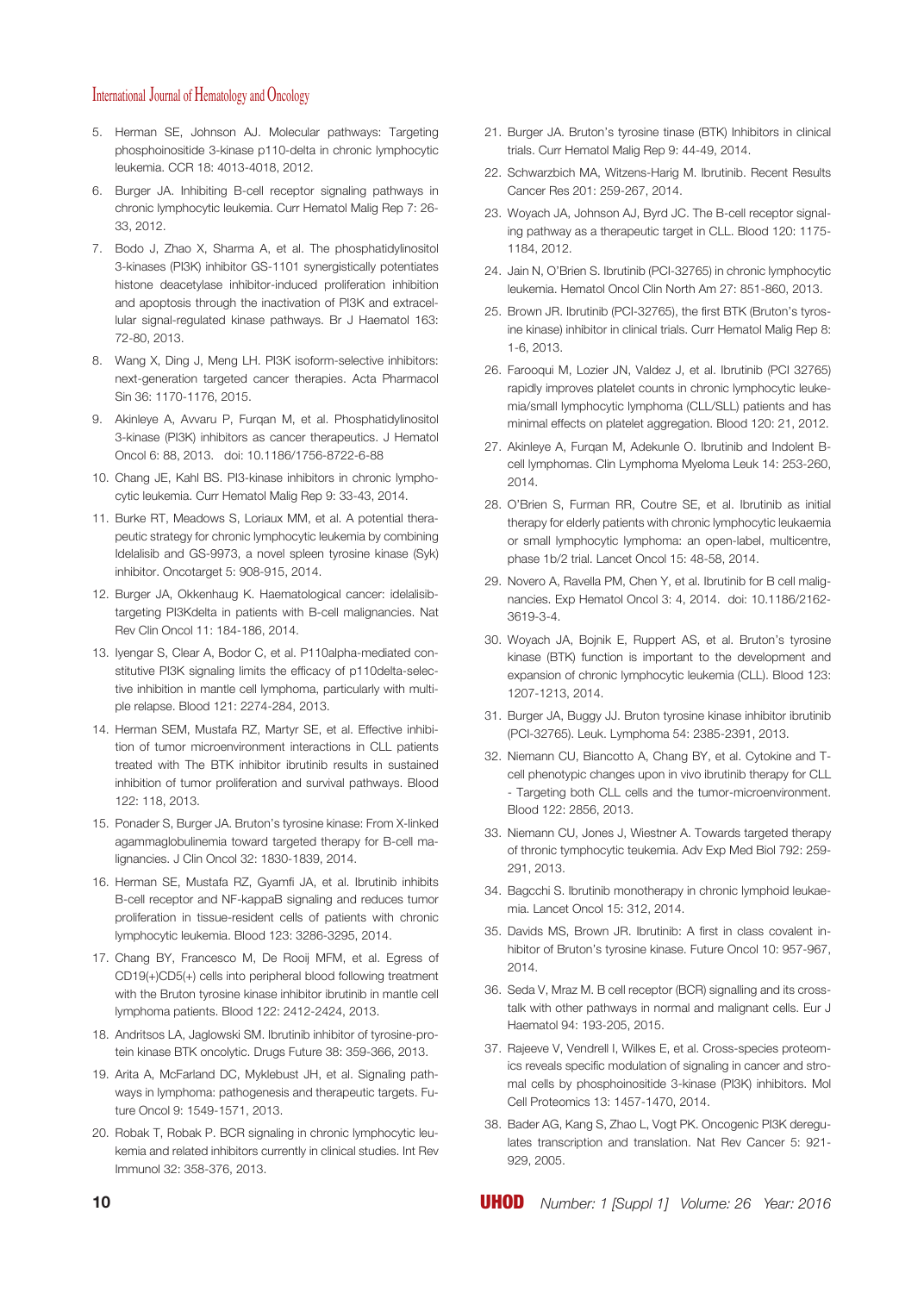5. Herman SE, Johnson AJ. Molecular pathways: Targeting phosphoinositide 3-kinase p110-delta in chronic lymphocytic leukemia. CCR 18: 4013-4018, 2012.
6. Burger JA. Inhibiting B-cell receptor signaling pathways in chronic lymphocytic leukemia. Curr Hematol Malig Rep 7: 26-33, 2012.
7. Bodo J, Zhao X, Sharma A, et al. The phosphatidylinositol 3-kinases (PI3K) inhibitor GS-1101 synergistically potentiates histone deacetylase inhibitor-induced proliferation inhibition and apoptosis through the inactivation of PI3K and extracellular signal-regulated kinase pathways. Br J Haematol 163: 72-80, 2013.
8. Wang X, Ding J, Meng LH. PI3K isoform-selective inhibitors: next-generation targeted cancer therapies. Acta Pharmacol Sin 36: 1170-1176, 2015.
9. Akinleye A, Avvaru P, Furqan M, et al. Phosphatidylinositol 3-kinase (PI3K) inhibitors as cancer therapeutics. J Hematol Oncol 6: 88, 2013. doi: 10.1186/1756-8722-6-88
10. Chang JE, Kahl BS. PI3-kinase inhibitors in chronic lymphocytic leukemia. Curr Hematol Malig Rep 9: 33-43, 2014.
11. Burke RT, Meadows S, Loriaux MM, et al. A potential therapeutic strategy for chronic lymphocytic leukemia by combining Idelalisib and GS-9973, a novel spleen tyrosine kinase (Syk) inhibitor. Oncotarget 5: 908-915, 2014.
12. Burger JA, Okkenhaug K. Haematological cancer: idelalisib-targeting PI3Kdelta in patients with B-cell malignancies. Nat Rev Clin Oncol 11: 184-186, 2014.
13. Iyengar S, Clear A, Bodor C, et al. P110alpha-mediated constitutive PI3K signaling limits the efficacy of p110delta-selective inhibition in mantle cell lymphoma, particularly with multiple relapse. Blood 121: 2274-284, 2013.
14. Herman SEM, Mustafa RZ, Martyr SE, et al. Effective inhibition of tumor microenvironment interactions in CLL patients treated with The BTK inhibitor ibrutinib results in sustained inhibition of tumor proliferation and survival pathways. Blood 122: 118, 2013.
15. Ponader S, Burger JA. Bruton's tyrosine kinase: From X-linked agammaglobulinemia toward targeted therapy for B-cell malignancies. J Clin Oncol 32: 1830-1839, 2014.
16. Herman SE, Mustafa RZ, Gyamfi JA, et al. Ibrutinib inhibits B-cell receptor and NF-kappaB signaling and reduces tumor proliferation in tissue-resident cells of patients with chronic lymphocytic leukemia. Blood 123: 3286-3295, 2014.
17. Chang BY, Francesco M, De Rooij MFM, et al. Egress of CD19(+)CD5(+) cells into peripheral blood following treatment with the Bruton tyrosine kinase inhibitor ibrutinib in mantle cell lymphoma patients. Blood 122: 2412-2424, 2013.
18. Andritsos LA, Jaglowski SM. Ibrutinib inhibitor of tyrosine-protein kinase BTK oncolytic. Drugs Future 38: 359-366, 2013.
19. Arita A, McFarland DC, Myklebust JH, et al. Signaling pathways in lymphoma: pathogenesis and therapeutic targets. Future Oncol 9: 1549-1571, 2013.
20. Robak T, Robak P. BCR signaling in chronic lymphocytic leukemia and related inhibitors currently in clinical studies. Int Rev Immunol 32: 358-376, 2013.
21. Burger JA. Bruton's tyrosine tinase (BTK) Inhibitors in clinical trials. Curr Hematol Malig Rep 9: 44-49, 2014.
22. Schwarzbich MA, Witzens-Harig M. Ibrutinib. Recent Results Cancer Res 201: 259-267, 2014.
23. Woyach JA, Johnson AJ, Byrd JC. The B-cell receptor signaling pathway as a therapeutic target in CLL. Blood 120: 1175-1184, 2012.
24. Jain N, O'Brien S. Ibrutinib (PCI-32765) in chronic lymphocytic leukemia. Hematol Oncol Clin North Am 27: 851-860, 2013.
25. Brown JR. Ibrutinib (PCI-32765), the first BTK (Bruton's tyrosine kinase) inhibitor in clinical trials. Curr Hematol Malig Rep 8: 1-6, 2013.
26. Farooqui M, Lozier JN, Valdez J, et al. Ibrutinib (PCI 32765) rapidly improves platelet counts in chronic lymphocytic leukemia/small lymphocytic lymphoma (CLL/SLL) patients and has minimal effects on platelet aggregation. Blood 120: 21, 2012.
27. Akinleye A, Furqan M, Adekunle O. Ibrutinib and Indolent B-cell lymphomas. Clin Lymphoma Myeloma Leuk 14: 253-260, 2014.
28. O'Brien S, Furman RR, Coutre SE, et al. Ibrutinib as initial therapy for elderly patients with chronic lymphocytic leukaemia or small lymphocytic lymphoma: an open-label, multicentre, phase 1b/2 trial. Lancet Oncol 15: 48-58, 2014.
29. Novero A, Ravella PM, Chen Y, et al. Ibrutinib for B cell malignancies. Exp Hematol Oncol 3: 4, 2014. doi: 10.1186/2162-3619-3-4.
30. Woyach JA, Bojnik E, Ruppert AS, et al. Bruton's tyrosine kinase (BTK) function is important to the development and expansion of chronic lymphocytic leukemia (CLL). Blood 123: 1207-1213, 2014.
31. Burger JA, Buggy JJ. Bruton tyrosine kinase inhibitor ibrutinib (PCI-32765). Leuk. Lymphoma 54: 2385-2391, 2013.
32. Niemann CU, Biancotto A, Chang BY, et al. Cytokine and T-cell phenotypic changes upon in vivo ibrutinib therapy for CLL - Targeting both CLL cells and the tumor-microenvironment. Blood 122: 2856, 2013.
33. Niemann CU, Jones J, Wiestner A. Towards targeted therapy of thronic tymphocytic teukemia. Adv Exp Med Biol 792: 259-291, 2013.
34. Bagcchi S. Ibrutinib monotherapy in chronic lymphoid leukaemia. Lancet Oncol 15: 312, 2014.
35. Davids MS, Brown JR. Ibrutinib: A first in class covalent inhibitor of Bruton's tyrosine kinase. Future Oncol 10: 957-967, 2014.
36. Seda V, Mraz M. B cell receptor (BCR) signalling and its crosstalk with other pathways in normal and malignant cells. Eur J Haematol 94: 193-205, 2015.
37. Rajeeve V, Vendrell I, Wilkes E, et al. Cross-species proteomics reveals specific modulation of signaling in cancer and stromal cells by phosphoinositide 3-kinase (PI3K) inhibitors. Mol Cell Proteomics 13: 1457-1470, 2014.
38. Bader AG, Kang S, Zhao L, Vogt PK. Oncogenic PI3K deregulates transcription and translation. Nat Rev Cancer 5: 921-929, 2005.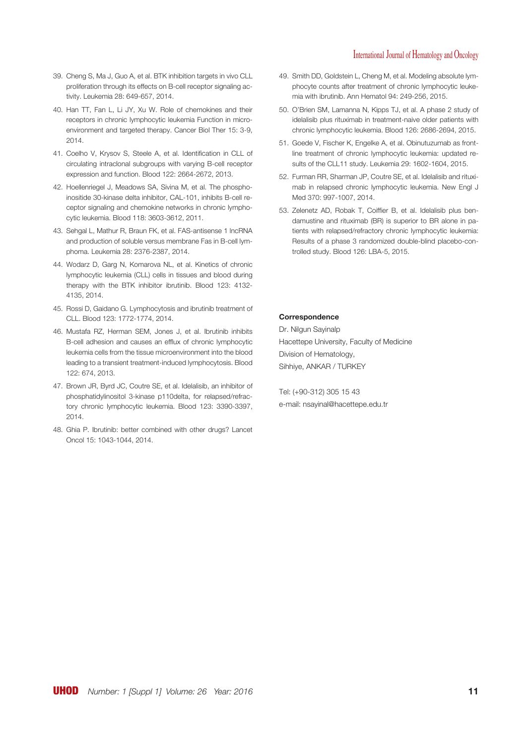39. Cheng S, Ma J, Guo A, et al. BTK inhibition targets in vivo CLL proliferation through its effects on B-cell receptor signaling activity. Leukemia 28: 649-657, 2014.
40. Han TT, Fan L, Li JY, Xu W. Role of chemokines and their receptors in chronic lymphocytic leukemia Function in microenvironment and targeted therapy. Cancer Biol Ther 15: 3-9, 2014.
41. Coelho V, Krysov S, Steele A, et al. Identification in CLL of circulating intraclonal subgroups with varying B-cell receptor expression and function. Blood 122: 2664-2672, 2013.
42. Hoellenriegel J, Meadows SA, Sivina M, et al. The phosphoinositide 30-kinase delta inhibitor, CAL-101, inhibits B-cell receptor signaling and chemokine networks in chronic lymphocytic leukemia. Blood 118: 3603-3612, 2011.
43. Sehgal L, Mathur R, Braun FK, et al. FAS-antisense 1 lncRNA and production of soluble versus membrane Fas in B-cell lymphoma. Leukemia 28: 2376-2387, 2014.
44. Wodarz D, Garg N, Komarova NL, et al. Kinetics of chronic lymphocytic leukemia (CLL) cells in tissues and blood during therapy with the BTK inhibitor ibrutinib. Blood 123: 4132-4135, 2014.
45. Rossi D, Gaidano G. Lymphocytosis and ibrutinib treatment of CLL. Blood 123: 1772-1774, 2014.
46. Mustafa RZ, Herman SEM, Jones J, et al. Ibrutinib inhibits B-cell adhesion and causes an efflux of chronic lymphocytic leukemia cells from the tissue microenvironment into the blood leading to a transient treatment-induced lymphocytosis. Blood 122: 674, 2013.
47. Brown JR, Byrd JC, Coutre SE, et al. Idelalisib, an inhibitor of phosphatidylinositol 3-kinase p110delta, for relapsed/refractory chronic lymphocytic leukemia. Blood 123: 3390-3397, 2014.
48. Ghia P. Ibrutinib: better combined with other drugs? Lancet Oncol 15: 1043-1044, 2014.
49. Smith DD, Goldstein L, Cheng M, et al. Modeling absolute lymphocyte counts after treatment of chronic lymphocytic leukemia with ibrutinib. Ann Hematol 94: 249-256, 2015.
50. O'Brien SM, Lamanna N, Kipps TJ, et al. A phase 2 study of idelalisib plus rituximab in treatment-naive older patients with chronic lymphocytic leukemia. Blood 126: 2686-2694, 2015.
51. Goede V, Fischer K, Engelke A, et al. Obinutuzumab as frontline treatment of chronic lymphocytic leukemia: updated results of the CLL11 study. Leukemia 29: 1602-1604, 2015.
52. Furman RR, Sharman JP, Coutre SE, et al. Idelalisib and rituximab in relapsed chronic lymphocytic leukemia. New Engl J Med 370: 997-1007, 2014.
53. Zelenetz AD, Robak T, Coiffier B, et al. Idelalisib plus bendamustine and rituximab (BR) is superior to BR alone in patients with relapsed/refractory chronic lymphocytic leukemia: Results of a phase 3 randomized double-blind placebo-controlled study. Blood 126: LBA-5, 2015.

**Correspondence**

Dr. Nilgun Sayinalp
Hacettepe University, Faculty of Medicine
Division of Hematology,
Sihhiye, ANKAR / TURKEY

Tel: (+90-312) 305 15 43
e-mail: nsayinal@hacettepe.edu.tr